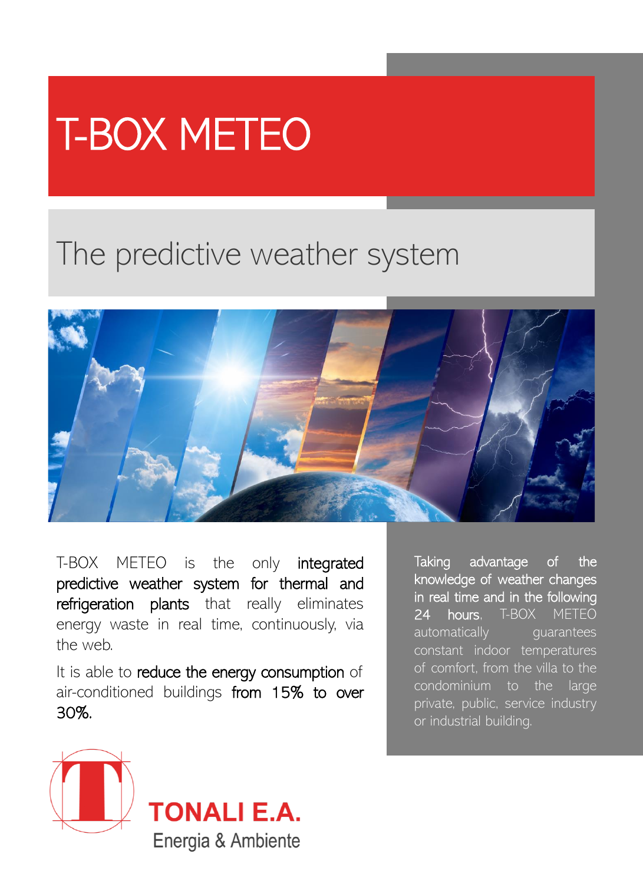# T-BOX METEO

## The predictive weather system

T-BOX METEO is the only **integrated predictive weather system for thermal and refrigeration plants** that really eliminates energy waste in real time, continuously, via the web.

It is able to **reduce the energy consumption** of air-conditioned buildings **from 15% to over 30%.**

**Taking advantage of the knowledge of weather changes in real time and in the following 24 hours**, T-BOX METEO automatically guarantees constant indoor temperatures of comfort, from the villa to the condominium to the large private, public, service industry or industrial building.

**TONALI E.A.**
Energia & Ambiente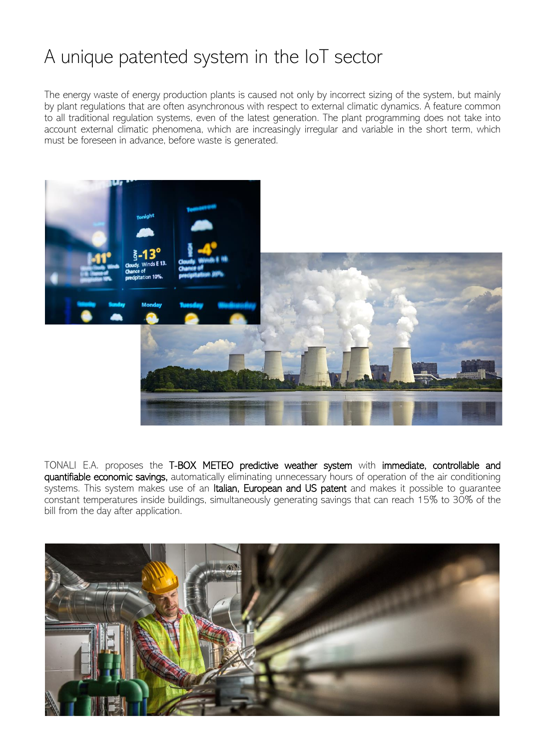# A unique patented system in the IoT sector

The energy waste of energy production plants is caused not only by incorrect sizing of the system, but mainly by plant regulations that are often asynchronous with respect to external climatic dynamics. A feature common to all traditional regulation systems, even of the latest generation. The plant programming does not take into account external climatic phenomena, which are increasingly irregular and variable in the short term, which must be foreseen in advance, before waste is generated.

TONALI E.A. proposes the **T-BOX METEO predictive weather system** with **immediate, controllable and quantifiable economic savings,** automatically eliminating unnecessary hours of operation of the air conditioning systems. This system makes use of an **Italian, European and US patent** and makes it possible to guarantee constant temperatures inside buildings, simultaneously generating savings that can reach 15% to 30% of the bill from the day after application.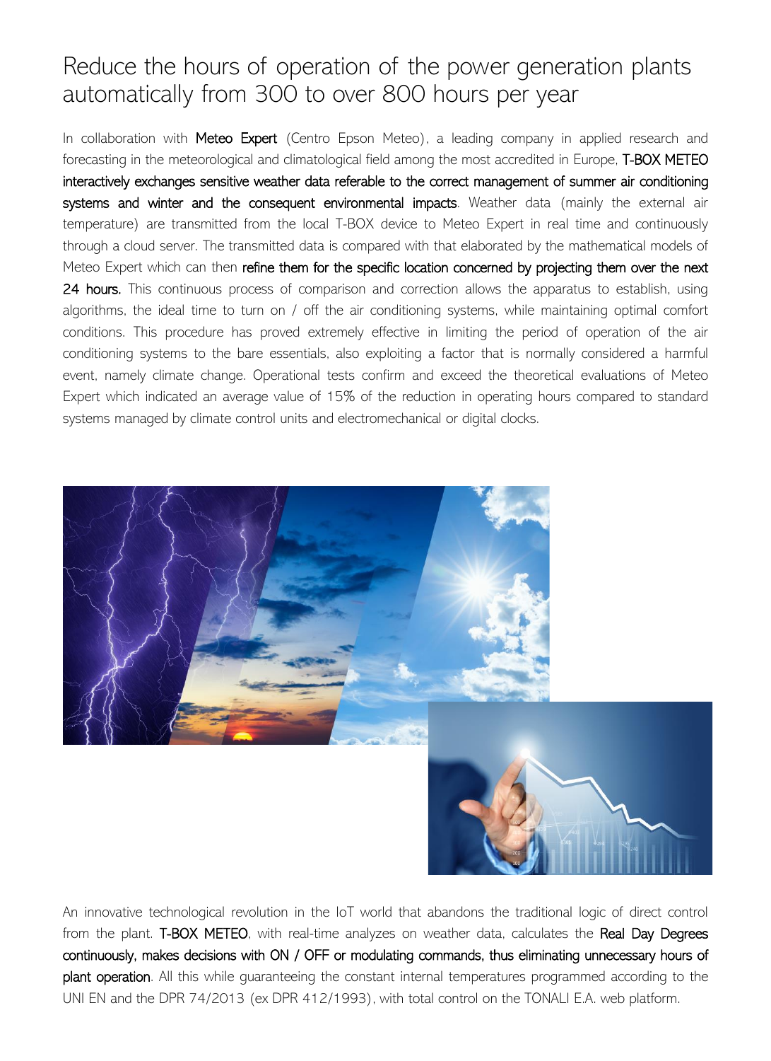# Reduce the hours of operation of the power generation plants automatically from 300 to over 800 hours per year

In collaboration with **Meteo Expert** (Centro Epson Meteo), a leading company in applied research and forecasting in the meteorological and climatological field among the most accredited in Europe, **T-BOX METEO interactively exchanges sensitive weather data referable to the correct management of summer air conditioning systems and winter and the consequent environmental impacts**. Weather data (mainly the external air temperature) are transmitted from the local T-BOX device to Meteo Expert in real time and continuously through a cloud server. The transmitted data is compared with that elaborated by the mathematical models of Meteo Expert which can then **refine them for the specific location concerned by projecting them over the next 24 hours.** This continuous process of comparison and correction allows the apparatus to establish, using algorithms, the ideal time to turn on / off the air conditioning systems, while maintaining optimal comfort conditions. This procedure has proved extremely effective in limiting the period of operation of the air conditioning systems to the bare essentials, also exploiting a factor that is normally considered a harmful event, namely climate change. Operational tests confirm and exceed the theoretical evaluations of Meteo Expert which indicated an average value of 15% of the reduction in operating hours compared to standard systems managed by climate control units and electromechanical or digital clocks.

An innovative technological revolution in the IoT world that abandons the traditional logic of direct control from the plant. **T-BOX METEO**, with real-time analyzes on weather data, calculates the **Real Day Degrees continuously, makes decisions with ON / OFF or modulating commands, thus eliminating unnecessary hours of plant operation**. All this while guaranteeing the constant internal temperatures programmed according to the UNI EN and the DPR 74/2013 (ex DPR 412/1993), with total control on the TONALI E.A. web platform.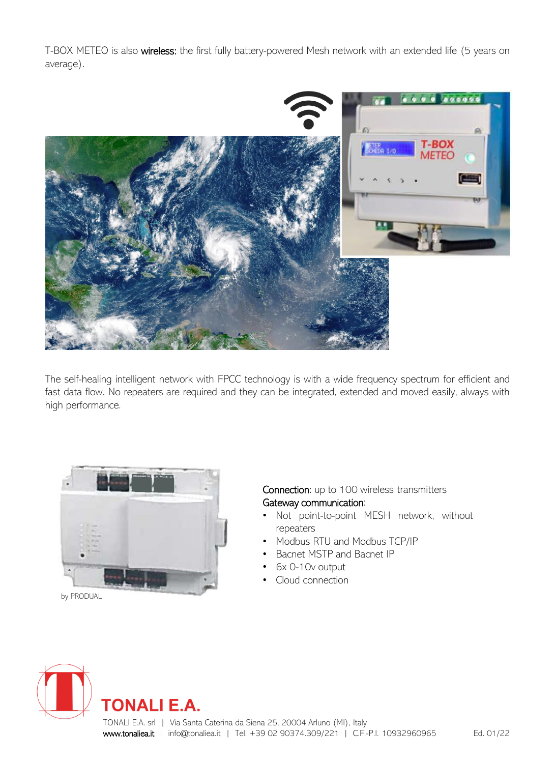T-BOX METEO is also **wireless:** the first fully battery-powered Mesh network with an extended life (5 years on average).

The self-healing intelligent network with FPCC technology is with a wide frequency spectrum for efficient and fast data flow. No repeaters are required and they can be integrated, extended and moved easily, always with high performance.

by PRODUAL

**Connection**: up to 100 wireless transmitters

**Gateway communication**:

- Not point-to-point MESH network, without repeaters
- Modbus RTU and Modbus TCP/IP
- Bacnet MSTP and Bacnet IP
- 6x 0-10v output
- Cloud connection

**TONALI E.A.**

TONALI E.A. srl | Via Santa Caterina da Siena 25, 20004 Arluno (MI), Italy
www.tonaliea.it | info@tonaliea.it | Tel. +39 02 90374.309/221 | C.F.-P.I. 10932960965 Ed. 01/22